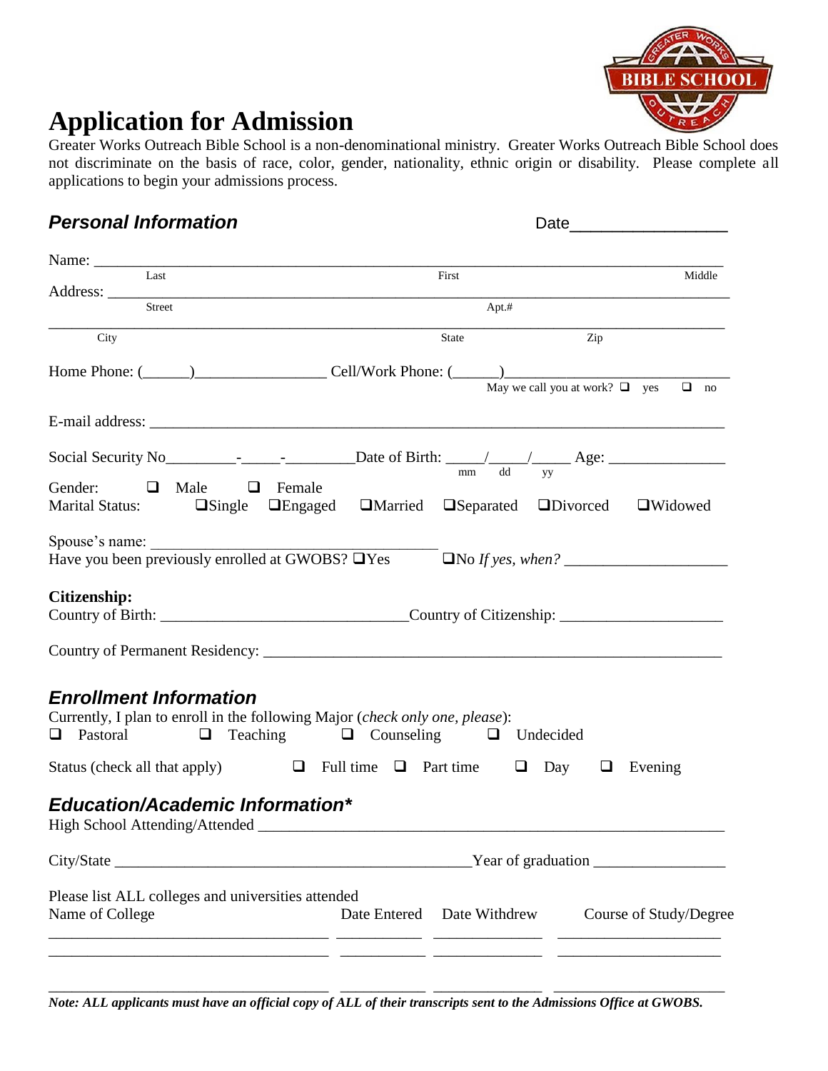# Application for Admission

Greater Works Outreach Bible School is a non-denominational ministry. Greater Works Outreach Bible School does not discriminate on the basis of race, color, gender, nationality, ethnic origin or disability. Please complete all applications to begin your admissions process.

## *Personal Information*

Date_________________

Name: ____________________________________________________________________________
Last First Middle

Address: __________________________________________________________________________
Street Apt.#

___________________________________________________________________________________
City State Zip

Home Phone: (______)________________ Cell/Work Phone: (______)____________________________
May we call you at work? ❑ yes ❑ no

E-mail address: _____________________________________________________________________

Social Security No_________-_____-_________Date of Birth: _____/_____/_____ Age: _______________
mm dd yy

Gender: ❑ Male ❑ Female

Marital Status: ❑Single ❑Engaged ❑Married ❑Separated ❑Divorced ❑Widowed

Spouse's name: ______________________________________

Have you been previously enrolled at GWOBS? ❑Yes ❑No *If yes, when?* _____________________

**Citizenship:**

Country of Birth: _________________________________Country of Citizenship: _____________________

Country of Permanent Residency: _____________________________________________________________

## *Enrollment Information*

Currently, I plan to enroll in the following Major (*check only one, please*):

❑ Pastoral ❑ Teaching ❑ Counseling ❑ Undecided

Status (check all that apply) ❑ Full time ❑ Part time ❑ Day ❑ Evening

## *Education/Academic Information**

High School Attending/Attended ______________________________________________________________

City/State ______________________________________________Year of graduation ________________

Please list ALL colleges and universities attended

| Name of College | Date Entered | Date Withdrew | Course of Study/Degree |
|---|---|---|---|
| | | | |
| | | | |
| | | | |

***Note: ALL applicants must have an official copy of ALL of their transcripts sent to the Admissions Office at GWOBS.***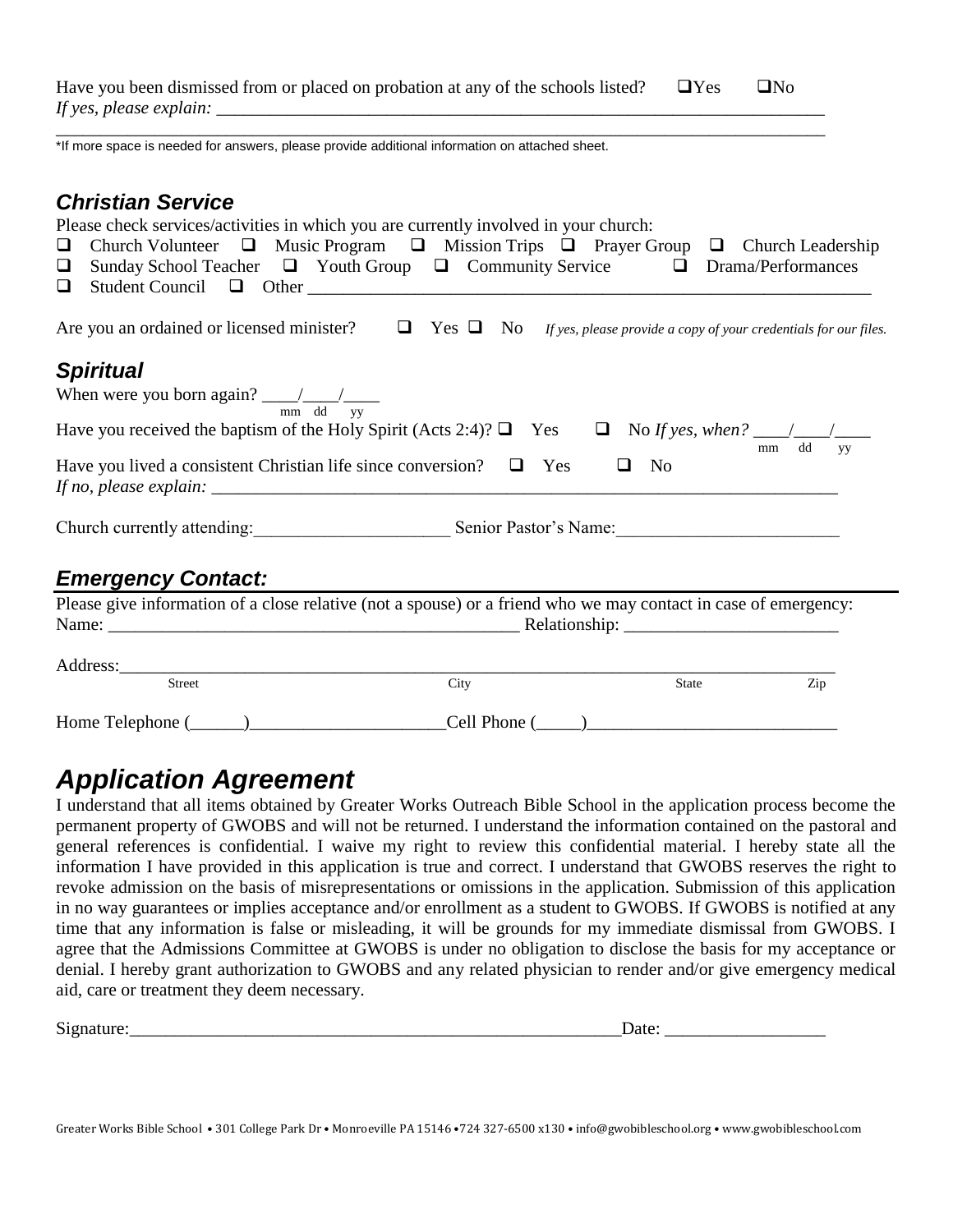Have you been dismissed from or placed on probation at any of the schools listed? ❑Yes ❑No
*If yes, please explain:* ______________________________________________________________________
__________________________________________________________________________________________

\*If more space is needed for answers, please provide additional information on attached sheet.

## *Christian Service*

Please check services/activities in which you are currently involved in your church:

❑ Church Volunteer ❑ Music Program ❑ Mission Trips ❑ Prayer Group ❑ Church Leadership
❑ Sunday School Teacher ❑ Youth Group ❑ Community Service ❑ Drama/Performances
❑ Student Council ❑ Other ______________________________________________________________

Are you an ordained or licensed minister? ❑ Yes ❑ No *If yes, please provide a copy of your credentials for our files.*

## *Spiritual*

When were you born again? ____/____/____
mm dd yy

Have you received the baptism of the Holy Spirit (Acts 2:4)? ❑ Yes ❑ No *If yes, when?* ____/____/____
mm dd yy

Have you lived a consistent Christian life since conversion? ❑ Yes ❑ No
*If no, please explain:* ______________________________________________________________________

Church currently attending:______________________ Senior Pastor's Name:_________________________

## *Emergency Contact:*

Please give information of a close relative (not a spouse) or a friend who we may contact in case of emergency:
Name: ________________________________________________ Relationship: ________________________

Address:___________________________________________________________________________________
Street City State Zip

Home Telephone (______)______________________Cell Phone (_____)____________________________

# *Application Agreement*

I understand that all items obtained by Greater Works Outreach Bible School in the application process become the permanent property of GWOBS and will not be returned. I understand the information contained on the pastoral and general references is confidential. I waive my right to review this confidential material. I hereby state all the information I have provided in this application is true and correct. I understand that GWOBS reserves the right to revoke admission on the basis of misrepresentations or omissions in the application. Submission of this application in no way guarantees or implies acceptance and/or enrollment as a student to GWOBS. If GWOBS is notified at any time that any information is false or misleading, it will be grounds for my immediate dismissal from GWOBS. I agree that the Admissions Committee at GWOBS is under no obligation to disclose the basis for my acceptance or denial. I hereby grant authorization to GWOBS and any related physician to render and/or give emergency medical aid, care or treatment they deem necessary.

Signature:_________________________________________________________Date: __________________

Greater Works Bible School • 301 College Park Dr • Monroeville PA 15146 • 724 327-6500 x130 • info@gwobibleschool.org • www.gwobibleschool.com